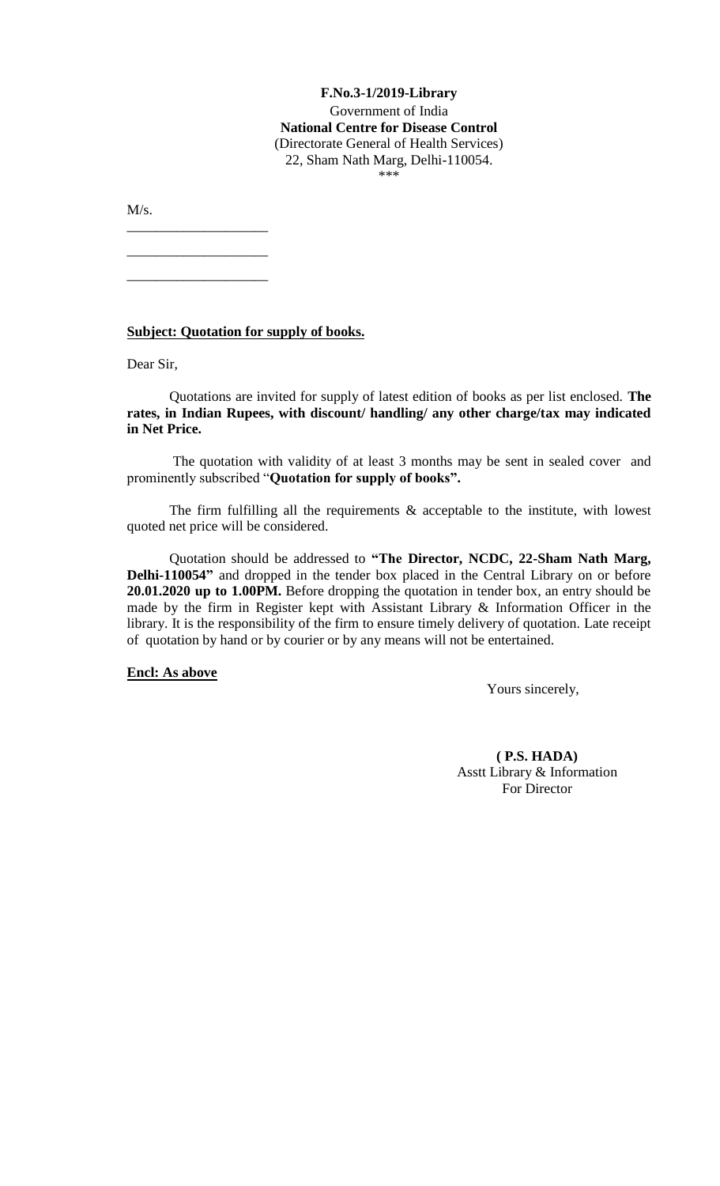**F.No.3-1/2019-Library**

Government of India

**National Centre for Disease Control**

(Directorate General of Health Services)

22, Sham Nath Marg, Delhi-110054.

\*\*\*

M/s.

\_\_\_\_\_\_\_\_\_\_\_\_\_\_\_\_\_\_\_\_

\_\_\_\_\_\_\_\_\_\_\_\_\_\_\_\_\_\_\_\_

\_\_\_\_\_\_\_\_\_\_\_\_\_\_\_\_\_\_\_\_

**Subject: Quotation for supply of books.**

Dear Sir,

Quotations are invited for supply of latest edition of books as per list enclosed. **The rates, in Indian Rupees, with discount/ handling/ any other charge/tax may indicated in Net Price.**

The quotation with validity of at least 3 months may be sent in sealed cover and prominently subscribed "**Quotation for supply of books".**

The firm fulfilling all the requirements & acceptable to the institute, with lowest quoted net price will be considered.

Quotation should be addressed to **"The Director, NCDC, 22-Sham Nath Marg, Delhi-110054"** and dropped in the tender box placed in the Central Library on or before **20.01.2020 up to 1.00PM.** Before dropping the quotation in tender box, an entry should be made by the firm in Register kept with Assistant Library & Information Officer in the library. It is the responsibility of the firm to ensure timely delivery of quotation. Late receipt of quotation by hand or by courier or by any means will not be entertained.

**Encl: As above**

Yours sincerely,

**( P.S. HADA)**
Asstt Library & Information
For Director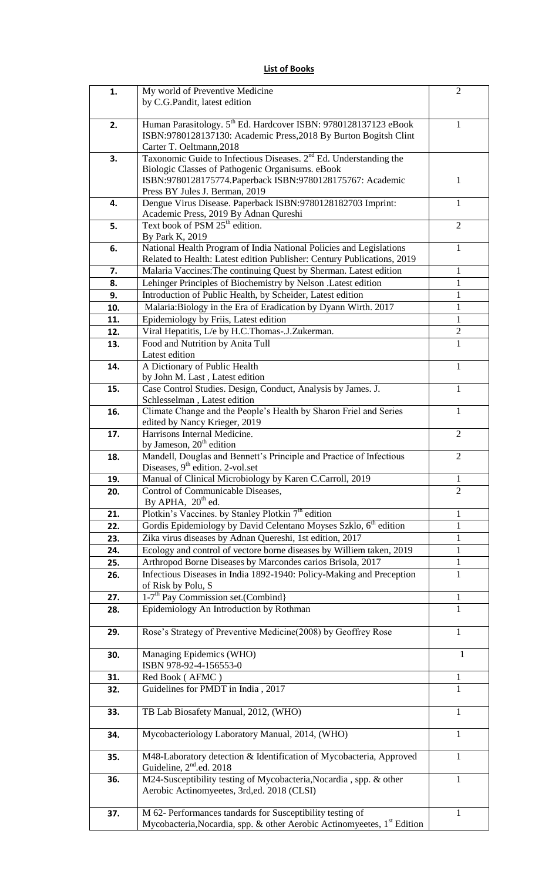**List of Books**

| | | |
|---|---|---|
| 1. | My world of Preventive Medicine by C.G.Pandit, latest edition | 2 |
| 2. | Human Parasitology. 5th Ed. Hardcover ISBN: 9780128137123 eBook ISBN:9780128137130: Academic Press,2018 By Burton Bogitsh Clint Carter T. Oeltmann,2018 | 1 |
| 3. | Taxonomic Guide to Infectious Diseases. 2nd Ed. Understanding the Biologic Classes of Pathogenic Organisums. eBook ISBN:9780128175774.Paperback ISBN:9780128175767: Academic Press BY Jules J. Berman, 2019 | 1 |
| 4. | Dengue Virus Disease. Paperback ISBN:9780128182703 Imprint: Academic Press, 2019 By Adnan Qureshi | 1 |
| 5. | Text book of PSM 25th edition. By Park K, 2019 | 2 |
| 6. | National Health Program of India National Policies and Legislations Related to Health: Latest edition Publisher: Century Publications, 2019 | 1 |
| 7. | Malaria Vaccines:The continuing Quest by Sherman. Latest edition | 1 |
| 8. | Lehinger Principles of Biochemistry by Nelson .Latest edition | 1 |
| 9. | Introduction of Public Health, by Scheider, Latest edition | 1 |
| 10. | Malaria:Biology in the Era of Eradication by Dyann Wirth. 2017 | 1 |
| 11. | Epidemiology by Friis, Latest edition | 1 |
| 12. | Viral Hepatitis, L/e by H.C.Thomas-.J.Zukerman. | 2 |
| 13. | Food and Nutrition by Anita Tull Latest edition | 1 |
| 14. | A Dictionary of Public Health by John M. Last , Latest edition | 1 |
| 15. | Case Control Studies. Design, Conduct, Analysis by James. J. Schlesselman , Latest edition | 1 |
| 16. | Climate Change and the People's Health by Sharon Friel and Series edited by Nancy Krieger, 2019 | 1 |
| 17. | Harrisons Internal Medicine. by Jameson, 20th edition | 2 |
| 18. | Mandell, Douglas and Bennett's Principle and Practice of Infectious Diseases, 9th edition. 2-vol.set | 2 |
| 19. | Manual of Clinical Microbiology by Karen C.Carroll, 2019 | 1 |
| 20. | Control of Communicable Diseases, By APHA, 20th ed. | 2 |
| 21. | Plotkin's Vaccines. by Stanley Plotkin 7th edition | 1 |
| 22. | Gordis Epidemiology by David Celentano Moyses Szklo, 6th edition | 1 |
| 23. | Zika virus diseases by Adnan Quereshi, 1st edition, 2017 | 1 |
| 24. | Ecology and control of vectore borne diseases by Williem taken, 2019 | 1 |
| 25. | Arthropod Borne Diseases by Marcondes carios Brisola, 2017 | 1 |
| 26. | Infectious Diseases in India 1892-1940: Policy-Making and Preception of Risk by Polu, S | 1 |
| 27. | 1-7th Pay Commission set.(Combind} | 1 |
| 28. | Epidemiology An Introduction by Rothman | 1 |
| 29. | Rose's Strategy of Preventive Medicine(2008) by Geoffrey Rose | 1 |
| 30. | Managing Epidemics (WHO) ISBN 978-92-4-156553-0 | 1 |
| 31. | Red Book ( AFMC ) | 1 |
| 32. | Guidelines for PMDT in India , 2017 | 1 |
| 33. | TB Lab Biosafety Manual, 2012, (WHO) | 1 |
| 34. | Mycobacteriology Laboratory Manual, 2014, (WHO) | 1 |
| 35. | M48-Laboratory detection & Identification of Mycobacteria, Approved Guideline, 2nd.ed. 2018 | 1 |
| 36. | M24-Susceptibility testing of Mycobacteria,Nocardia , spp. & other Aerobic Actinomyeetes, 3rd,ed. 2018 (CLSI) | 1 |
| 37. | M 62- Performances tandards for Susceptibility testing of Mycobacteria,Nocardia, spp. & other Aerobic Actinomyeetes, 1st Edition | 1 |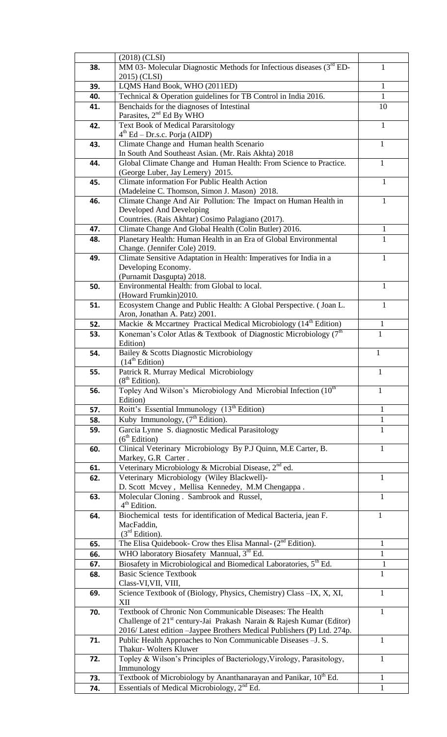| | (2018) (CLSI) | |
|---|---|---|
| **38.** | MM 03- Molecular Diagnostic Methods for Infectious diseases (3rd ED- 2015) (CLSI) | 1 |
| **39.** | LQMS Hand Book, WHO (2011ED) | 1 |
| **40.** | Technical & Operation guidelines for TB Control in India 2016. | 1 |
| **41.** | Benchaids for the diagnoses of Intestinal Parasites, 2nd Ed By WHO | 10 |
| **42.** | Text Book of Medical Pararsitology 4th Ed – Dr.s.c. Porja (AIDP) | 1 |
| **43.** | Climate Change and Human health Scenario In South And Southeast Asian. (Mr. Rais Akhta) 2018 | 1 |
| **44.** | Global Climate Change and Human Health: From Science to Practice. (George Luber, Jay Lemery) 2015. | 1 |
| **45.** | Climate information For Public Health Action (Madeleine C. Thomson, Simon J. Mason) 2018. | 1 |
| **46.** | Climate Change And Air Pollution: The Impact on Human Health in Developed And Developing Countries. (Rais Akhtar) Cosimo Palagiano (2017). | 1 |
| **47.** | Climate Change And Global Health (Colin Butler) 2016. | 1 |
| **48.** | Planetary Health: Human Health in an Era of Global Environmental Change. (Jennifer Cole) 2019. | 1 |
| **49.** | Climate Sensitive Adaptation in Health: Imperatives for India in a Developing Economy. (Purnamit Dasgupta) 2018. | 1 |
| **50.** | Environmental Health: from Global to local. (Howard Frumkin)2010. | 1 |
| **51.** | Ecosystem Change and Public Health: A Global Perspective. ( Joan L. Aron, Jonathan A. Patz) 2001. | 1 |
| **52.** | Mackie & Mccartney Practical Medical Microbiology (14th Edition) | 1 |
| **53.** | Koneman's Color Atlas & Textbook of Diagnostic Microbiology (7th Edition) | 1 |
| **54.** | Bailey & Scotts Diagnostic Microbiology (14th Edition) | 1 |
| **55.** | Patrick R. Murray Medical Microbiology (8th Edition). | 1 |
| **56.** | Topley And Wilson's Microbiology And Microbial Infection (10th Edition) | 1 |
| **57.** | Roitt's Essential Immunology (13th Edition) | 1 |
| **58.** | Kuby Immunology, (7th Edition). | 1 |
| **59.** | Garcia Lynne S. diagnostic Medical Parasitology (6th Edition) | 1 |
| **60.** | Clinical Veterinary Microbiology By P.J Quinn, M.E Carter, B. Markey, G.R Carter . | 1 |
| **61.** | Veterinary Microbiology & Microbial Disease, 2nd ed. | |
| **62.** | Veterinary Microbiology (Wiley Blackwell)- D. Scott Mcvey , Mellisa Kennedey, M.M Chengappa . | 1 |
| **63.** | Molecular Cloning . Sambrook and Russel, 4th Edition. | 1 |
| **64.** | Biochemical tests for identification of Medical Bacteria, jean F. MacFaddin, (3rd Edition). | 1 |
| **65.** | The Elisa Quidebook- Crow thes Elisa Mannal- (2nd Edition). | 1 |
| **66.** | WHO laboratory Biosafety Mannual, 3rd Ed. | 1 |
| **67.** | Biosafety in Microbiological and Biomedical Laboratories, 5th Ed. | 1 |
| **68.** | Basic Science Textbook Class-VI,VII, VIII, | 1 |
| **69.** | Science Textbook of (Biology, Physics, Chemistry) Class –IX, X, XI, XII | 1 |
| **70.** | Textbook of Chronic Non Communicable Diseases: The Health Challenge of 21st century-Jai Prakash Narain & Rajesh Kumar (Editor) 2016/ Latest edition –Jaypee Brothers Medical Publishers (P) Ltd. 274p. | 1 |
| **71.** | Public Health Approaches to Non Communicable Diseases –J. S. Thakur- Wolters Kluwer | 1 |
| **72.** | Topley & Wilson's Principles of Bacteriology,Virology, Parasitology, Immunology | 1 |
| **73.** | Textbook of Microbiology by Ananthanarayan and Panikar, 10th Ed. | 1 |
| **74.** | Essentials of Medical Microbiology, 2nd Ed. | 1 |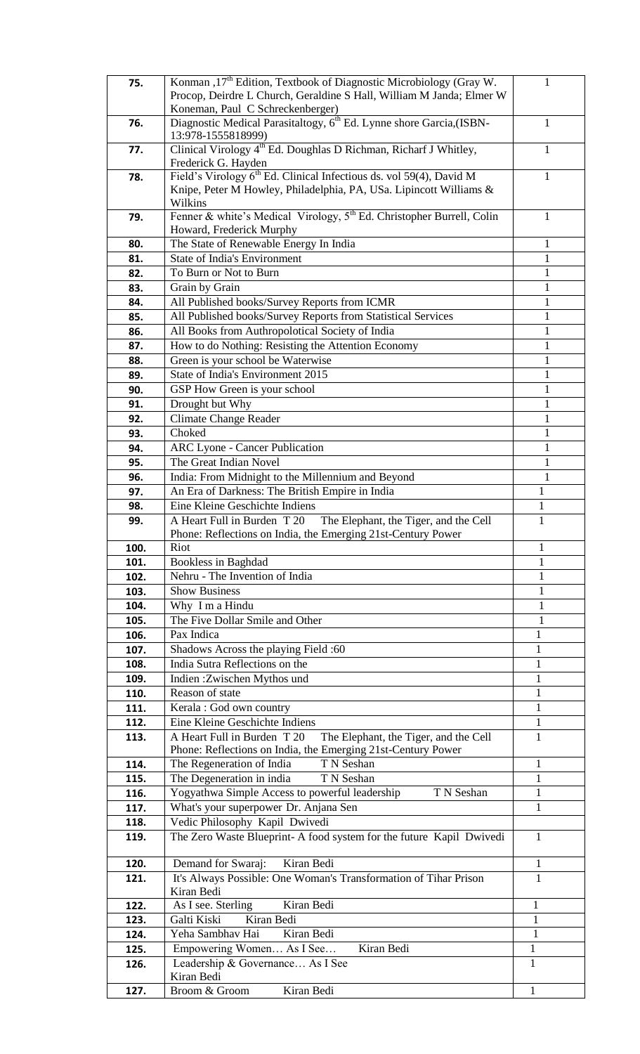| | | |
|---|---|---|
| 75. | Konman ,17th Edition, Textbook of Diagnostic Microbiology (Gray W. Procop, Deirdre L Church, Geraldine S Hall, William M Janda; Elmer W Koneman, Paul C Schreckenberger) | 1 |
| 76. | Diagnostic Medical Parasitaltogy, 6th Ed. Lynne shore Garcia,(ISBN-13:978-1555818999) | 1 |
| 77. | Clinical Virology 4th Ed. Doughlas D Richman, Richarf J Whitley, Frederick G. Hayden | 1 |
| 78. | Field's Virology 6th Ed. Clinical Infectious ds. vol 59(4), David M Knipe, Peter M Howley, Philadelphia, PA, USa. Lipincott Williams & Wilkins | 1 |
| 79. | Fenner & white's Medical Virology, 5th Ed. Christopher Burrell, Colin Howard, Frederick Murphy | 1 |
| 80. | The State of Renewable Energy In India | 1 |
| 81. | State of India's Environment | 1 |
| 82. | To Burn or Not to Burn | 1 |
| 83. | Grain by Grain | 1 |
| 84. | All Published books/Survey Reports from ICMR | 1 |
| 85. | All Published books/Survey Reports from Statistical Services | 1 |
| 86. | All Books from Authropolotical Society of India | 1 |
| 87. | How to do Nothing: Resisting the Attention Economy | 1 |
| 88. | Green is your school be Waterwise | 1 |
| 89. | State of India's Environment 2015 | 1 |
| 90. | GSP How Green is your school | 1 |
| 91. | Drought but Why | 1 |
| 92. | Climate Change Reader | 1 |
| 93. | Choked | 1 |
| 94. | ARC Lyone - Cancer Publication | 1 |
| 95. | The Great Indian Novel | 1 |
| 96. | India: From Midnight to the Millennium and Beyond | 1 |
| 97. | An Era of Darkness: The British Empire in India | 1 |
| 98. | Eine Kleine Geschichte Indiens | 1 |
| 99. | A Heart Full in Burden T 20 The Elephant, the Tiger, and the Cell Phone: Reflections on India, the Emerging 21st-Century Power | 1 |
| 100. | Riot | 1 |
| 101. | Bookless in Baghdad | 1 |
| 102. | Nehru - The Invention of India | 1 |
| 103. | Show Business | 1 |
| 104. | Why I m a Hindu | 1 |
| 105. | The Five Dollar Smile and Other | 1 |
| 106. | Pax Indica | 1 |
| 107. | Shadows Across the playing Field :60 | 1 |
| 108. | India Sutra Reflections on the | 1 |
| 109. | Indien :Zwischen Mythos und | 1 |
| 110. | Reason of state | 1 |
| 111. | Kerala : God own country | 1 |
| 112. | Eine Kleine Geschichte Indiens | 1 |
| 113. | A Heart Full in Burden T 20 The Elephant, the Tiger, and the Cell Phone: Reflections on India, the Emerging 21st-Century Power | 1 |
| 114. | The Regeneration of India T N Seshan | 1 |
| 115. | The Degeneration in india T N Seshan | 1 |
| 116. | Yogyathwa Simple Access to powerful leadership T N Seshan | 1 |
| 117. | What's your superpower Dr. Anjana Sen | 1 |
| 118. | Vedic Philosophy Kapil Dwivedi | |
| 119. | The Zero Waste Blueprint- A food system for the future Kapil Dwivedi | 1 |
| 120. | Demand for Swaraj: Kiran Bedi | 1 |
| 121. | It's Always Possible: One Woman's Transformation of Tihar Prison Kiran Bedi | 1 |
| 122. | As I see. Sterling Kiran Bedi | 1 |
| 123. | Galti Kiski Kiran Bedi | 1 |
| 124. | Yeha Sambhav Hai Kiran Bedi | 1 |
| 125. | Empowering Women… As I See… Kiran Bedi | 1 |
| 126. | Leadership & Governance… As I See Kiran Bedi | 1 |
| 127. | Broom & Groom Kiran Bedi | 1 |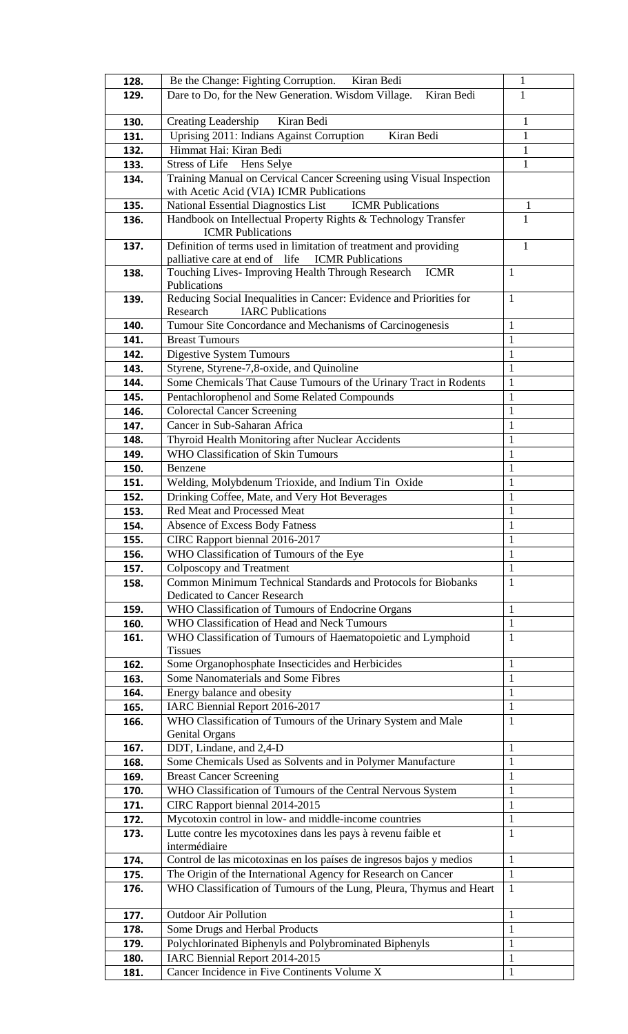| | | |
|---|---|---|
| 128. | Be the Change: Fighting Corruption. Kiran Bedi | 1 |
| 129. | Dare to Do, for the New Generation. Wisdom Village. Kiran Bedi | 1 |
| 130. | Creating Leadership Kiran Bedi | 1 |
| 131. | Uprising 2011: Indians Against Corruption Kiran Bedi | 1 |
| 132. | Himmat Hai: Kiran Bedi | 1 |
| 133. | Stress of Life Hens Selye | 1 |
| 134. | Training Manual on Cervical Cancer Screening using Visual Inspection with Acetic Acid (VIA) ICMR Publications | |
| 135. | National Essential Diagnostics List ICMR Publications | 1 |
| 136. | Handbook on Intellectual Property Rights & Technology Transfer ICMR Publications | 1 |
| 137. | Definition of terms used in limitation of treatment and providing palliative care at end of life ICMR Publications | 1 |
| 138. | Touching Lives- Improving Health Through Research ICMR Publications | 1 |
| 139. | Reducing Social Inequalities in Cancer: Evidence and Priorities for Research IARC Publications | 1 |
| 140. | Tumour Site Concordance and Mechanisms of Carcinogenesis | 1 |
| 141. | Breast Tumours | 1 |
| 142. | Digestive System Tumours | 1 |
| 143. | Styrene, Styrene-7,8-oxide, and Quinoline | 1 |
| 144. | Some Chemicals That Cause Tumours of the Urinary Tract in Rodents | 1 |
| 145. | Pentachlorophenol and Some Related Compounds | 1 |
| 146. | Colorectal Cancer Screening | 1 |
| 147. | Cancer in Sub-Saharan Africa | 1 |
| 148. | Thyroid Health Monitoring after Nuclear Accidents | 1 |
| 149. | WHO Classification of Skin Tumours | 1 |
| 150. | Benzene | 1 |
| 151. | Welding, Molybdenum Trioxide, and Indium Tin Oxide | 1 |
| 152. | Drinking Coffee, Mate, and Very Hot Beverages | 1 |
| 153. | Red Meat and Processed Meat | 1 |
| 154. | Absence of Excess Body Fatness | 1 |
| 155. | CIRC Rapport biennal 2016-2017 | 1 |
| 156. | WHO Classification of Tumours of the Eye | 1 |
| 157. | Colposcopy and Treatment | 1 |
| 158. | Common Minimum Technical Standards and Protocols for Biobanks Dedicated to Cancer Research | 1 |
| 159. | WHO Classification of Tumours of Endocrine Organs | 1 |
| 160. | WHO Classification of Head and Neck Tumours | 1 |
| 161. | WHO Classification of Tumours of Haematopoietic and Lymphoid Tissues | 1 |
| 162. | Some Organophosphate Insecticides and Herbicides | 1 |
| 163. | Some Nanomaterials and Some Fibres | 1 |
| 164. | Energy balance and obesity | 1 |
| 165. | IARC Biennial Report 2016-2017 | 1 |
| 166. | WHO Classification of Tumours of the Urinary System and Male Genital Organs | 1 |
| 167. | DDT, Lindane, and 2,4-D | 1 |
| 168. | Some Chemicals Used as Solvents and in Polymer Manufacture | 1 |
| 169. | Breast Cancer Screening | 1 |
| 170. | WHO Classification of Tumours of the Central Nervous System | 1 |
| 171. | CIRC Rapport biennal 2014-2015 | 1 |
| 172. | Mycotoxin control in low- and middle-income countries | 1 |
| 173. | Lutte contre les mycotoxines dans les pays à revenu faible et intermédiaire | 1 |
| 174. | Control de las micotoxinas en los países de ingresos bajos y medios | 1 |
| 175. | The Origin of the International Agency for Research on Cancer | 1 |
| 176. | WHO Classification of Tumours of the Lung, Pleura, Thymus and Heart | 1 |
| 177. | Outdoor Air Pollution | 1 |
| 178. | Some Drugs and Herbal Products | 1 |
| 179. | Polychlorinated Biphenyls and Polybrominated Biphenyls | 1 |
| 180. | IARC Biennial Report 2014-2015 | 1 |
| 181. | Cancer Incidence in Five Continents Volume X | 1 |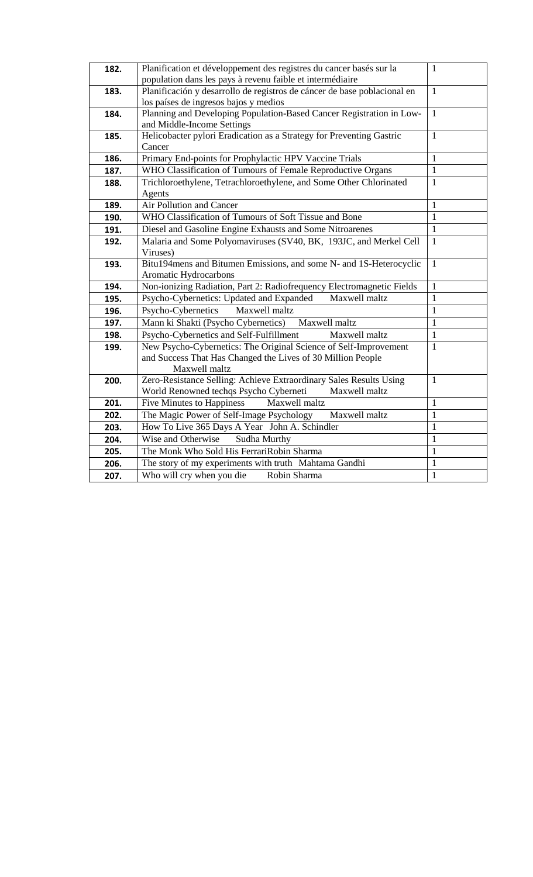| | | |
|---|---|---|
| **182.** | Planification et développement des registres du cancer basés sur la population dans les pays à revenu faible et intermédiaire | 1 |
| **183.** | Planificación y desarrollo de registros de cáncer de base poblacional en los países de ingresos bajos y medios | 1 |
| **184.** | Planning and Developing Population-Based Cancer Registration in Low- and Middle-Income Settings | 1 |
| **185.** | Helicobacter pylori Eradication as a Strategy for Preventing Gastric Cancer | 1 |
| **186.** | Primary End-points for Prophylactic HPV Vaccine Trials | 1 |
| **187.** | WHO Classification of Tumours of Female Reproductive Organs | 1 |
| **188.** | Trichloroethylene, Tetrachloroethylene, and Some Other Chlorinated Agents | 1 |
| **189.** | Air Pollution and Cancer | 1 |
| **190.** | WHO Classification of Tumours of Soft Tissue and Bone | 1 |
| **191.** | Diesel and Gasoline Engine Exhausts and Some Nitroarenes | 1 |
| **192.** | Malaria and Some Polyomaviruses (SV40, BK, 193JC, and Merkel Cell Viruses) | 1 |
| **193.** | Bitu194mens and Bitumen Emissions, and some N- and 1S-Heterocyclic Aromatic Hydrocarbons | 1 |
| **194.** | Non-ionizing Radiation, Part 2: Radiofrequency Electromagnetic Fields | 1 |
| **195.** | Psycho-Cybernetics: Updated and Expanded Maxwell maltz | 1 |
| **196.** | Psycho-Cybernetics Maxwell maltz | 1 |
| **197.** | Mann ki Shakti (Psycho Cybernetics) Maxwell maltz | 1 |
| **198.** | Psycho-Cybernetics and Self-Fulfillment Maxwell maltz | 1 |
| **199.** | New Psycho-Cybernetics: The Original Science of Self-Improvement and Success That Has Changed the Lives of 30 Million People Maxwell maltz | 1 |
| **200.** | Zero-Resistance Selling: Achieve Extraordinary Sales Results Using World Renowned techqs Psycho Cyberneti Maxwell maltz | 1 |
| **201.** | Five Minutes to Happiness Maxwell maltz | 1 |
| **202.** | The Magic Power of Self-Image Psychology Maxwell maltz | 1 |
| **203.** | How To Live 365 Days A Year John A. Schindler | 1 |
| **204.** | Wise and Otherwise Sudha Murthy | 1 |
| **205.** | The Monk Who Sold His FerrariRobin Sharma | 1 |
| **206.** | The story of my experiments with truth Mahtama Gandhi | 1 |
| **207.** | Who will cry when you die Robin Sharma | 1 |